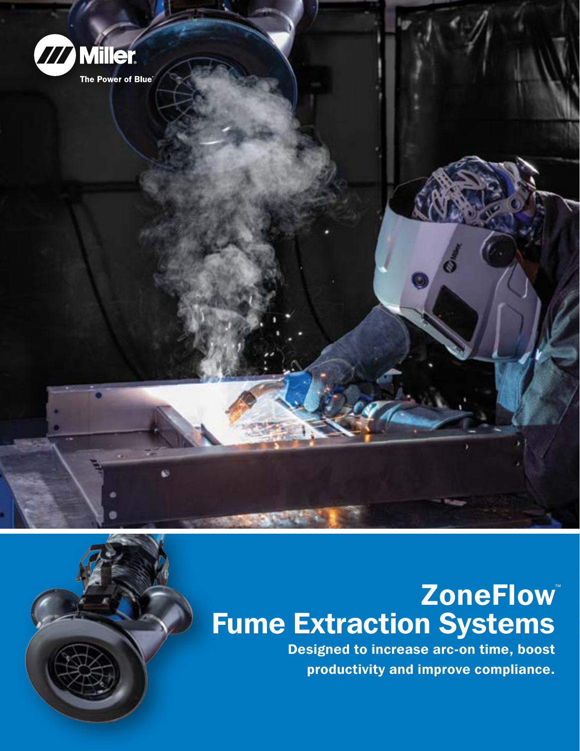Miller

The Power of Blue®

# ZoneFlow™ Fume Extraction Systems

**Designed to increase arc-on time, boost productivity and improve compliance.**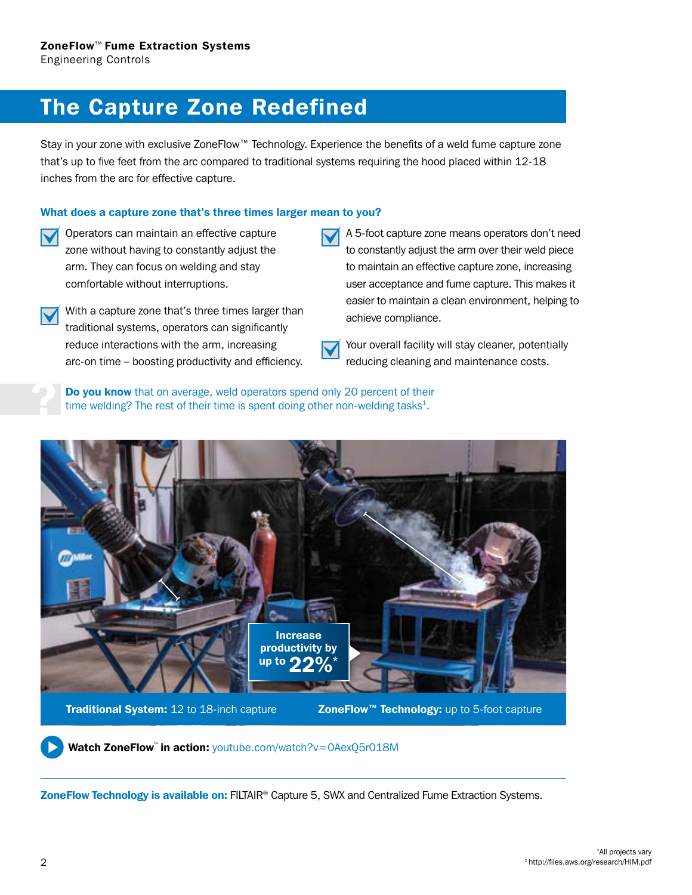**ZoneFlow™ Fume Extraction Systems**
Engineering Controls

# The Capture Zone Redefined

Stay in your zone with exclusive ZoneFlow™ Technology. Experience the benefits of a weld fume capture zone that's up to five feet from the arc compared to traditional systems requiring the hood placed within 12-18 inches from the arc for effective capture.

### What does a capture zone that's three times larger mean to you?

- Operators can maintain an effective capture zone without having to constantly adjust the arm. They can focus on welding and stay comfortable without interruptions.
- With a capture zone that's three times larger than traditional systems, operators can significantly reduce interactions with the arm, increasing arc-on time – boosting productivity and efficiency.
- A 5-foot capture zone means operators don't need to constantly adjust the arm over their weld piece to maintain an effective capture zone, increasing user acceptance and fume capture. This makes it easier to maintain a clean environment, helping to achieve compliance.
- Your overall facility will stay cleaner, potentially reducing cleaning and maintenance costs.

**Do you know** that on average, weld operators spend only 20 percent of their time welding? The rest of their time is spent doing other non-welding tasks[1].

Increase productivity by up to 22%*

**Traditional System:** 12 to 18-inch capture

**ZoneFlow™ Technology:** up to 5-foot capture

**Watch ZoneFlow™ in action:** youtube.com/watch?v=0AexQ5r018M

**ZoneFlow Technology is available on:** FILTAIR® Capture 5, SWX and Centralized Fume Extraction Systems.

*All projects vary
[1] http://files.aws.org/research/HIM.pdf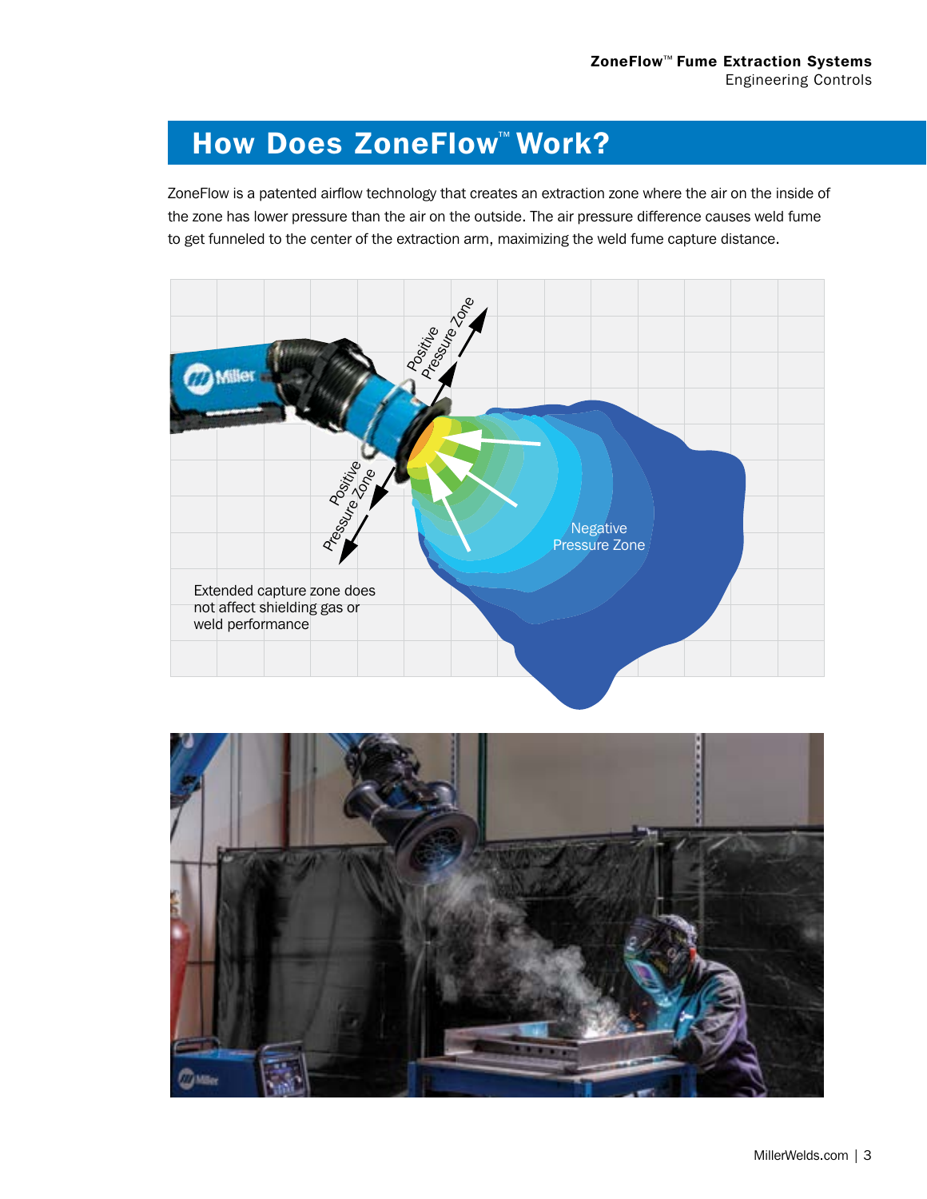## How Does ZoneFlow™ Work?

ZoneFlow is a patented airflow technology that creates an extraction zone where the air on the inside of the zone has lower pressure than the air on the outside. The air pressure difference causes weld fume to get funneled to the center of the extraction arm, maximizing the weld fume capture distance.

Positive Pressure Zone

Positive Pressure Zone

Negative Pressure Zone

Extended capture zone does not affect shielding gas or weld performance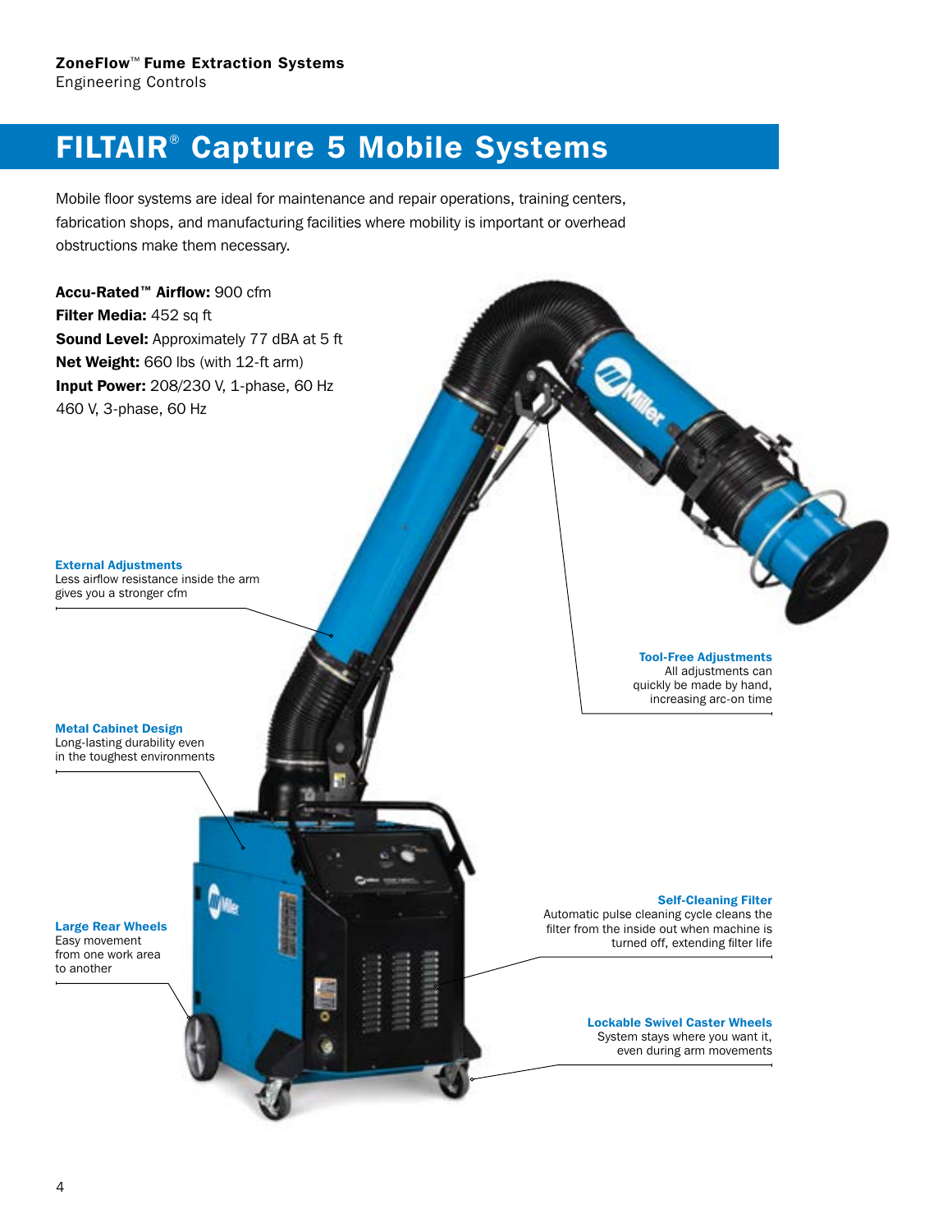**ZoneFlow™ Fume Extraction Systems**
Engineering Controls

# FILTAIR® Capture 5 Mobile Systems

Mobile floor systems are ideal for maintenance and repair operations, training centers, fabrication shops, and manufacturing facilities where mobility is important or overhead obstructions make them necessary.

**Accu-Rated™ Airflow:** 900 cfm
**Filter Media:** 452 sq ft
**Sound Level:** Approximately 77 dBA at 5 ft
**Net Weight:** 660 lbs (with 12-ft arm)
**Input Power:** 208/230 V, 1-phase, 60 Hz
460 V, 3-phase, 60 Hz

**External Adjustments**
Less airflow resistance inside the arm gives you a stronger cfm

**Tool-Free Adjustments**
All adjustments can quickly be made by hand, increasing arc-on time

**Metal Cabinet Design**
Long-lasting durability even in the toughest environments

**Self-Cleaning Filter**
Automatic pulse cleaning cycle cleans the filter from the inside out when machine is turned off, extending filter life

**Large Rear Wheels**
Easy movement from one work area to another

**Lockable Swivel Caster Wheels**
System stays where you want it, even during arm movements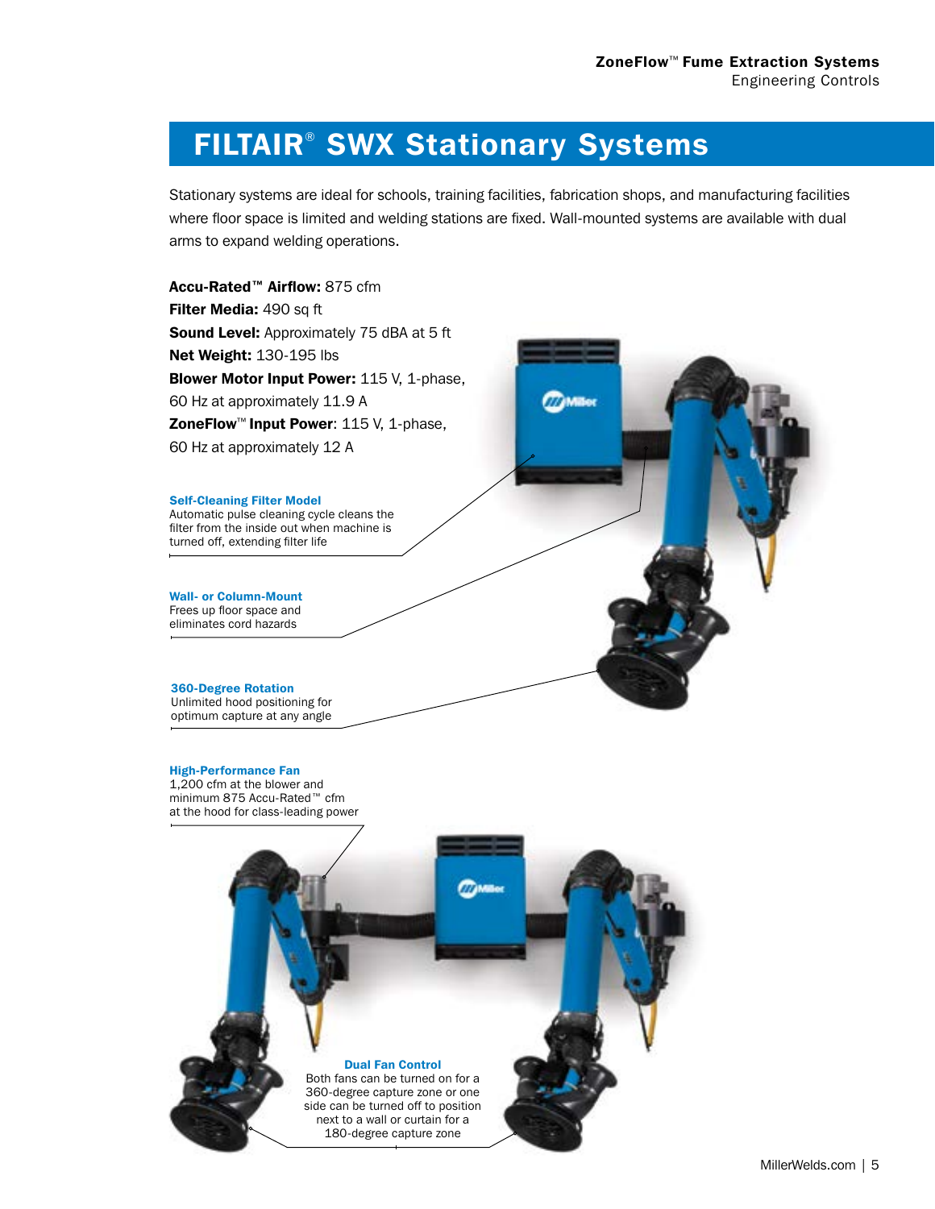# FILTAIR® SWX Stationary Systems

Stationary systems are ideal for schools, training facilities, fabrication shops, and manufacturing facilities where floor space is limited and welding stations are fixed. Wall-mounted systems are available with dual arms to expand welding operations.

**Accu-Rated™ Airflow:** 875 cfm
**Filter Media:** 490 sq ft
**Sound Level:** Approximately 75 dBA at 5 ft
**Net Weight:** 130-195 lbs
**Blower Motor Input Power:** 115 V, 1-phase, 60 Hz at approximately 11.9 A
**ZoneFlow™ Input Power**: 115 V, 1-phase, 60 Hz at approximately 12 A

**Self-Cleaning Filter Model**
Automatic pulse cleaning cycle cleans the filter from the inside out when machine is turned off, extending filter life

**Wall- or Column-Mount**
Frees up floor space and eliminates cord hazards

**360-Degree Rotation**
Unlimited hood positioning for optimum capture at any angle

**High-Performance Fan**
1,200 cfm at the blower and minimum 875 Accu-Rated™ cfm at the hood for class-leading power

**Dual Fan Control**
Both fans can be turned on for a 360-degree capture zone or one side can be turned off to position next to a wall or curtain for a 180-degree capture zone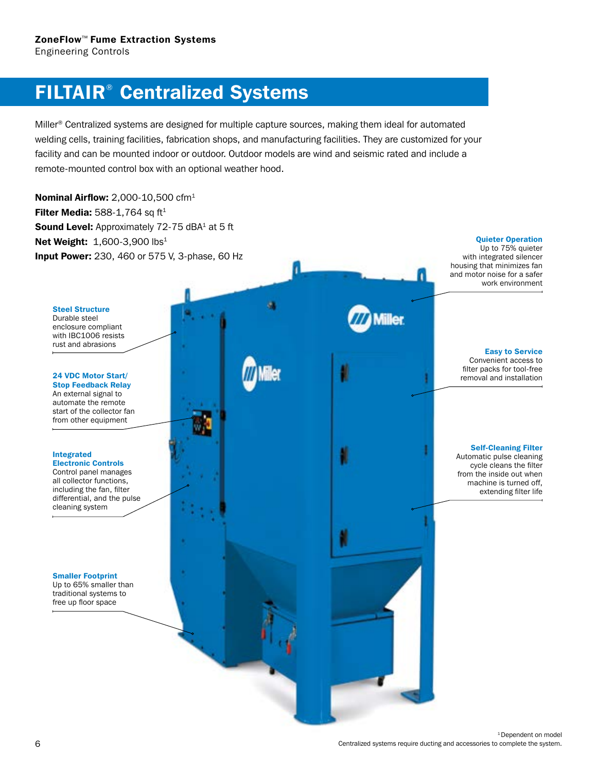**ZoneFlow™ Fume Extraction Systems**
Engineering Controls

# FILTAIR® Centralized Systems

Miller® Centralized systems are designed for multiple capture sources, making them ideal for automated welding cells, training facilities, fabrication shops, and manufacturing facilities. They are customized for your facility and can be mounted indoor or outdoor. Outdoor models are wind and seismic rated and include a remote-mounted control box with an optional weather hood.

**Nominal Airflow:** 2,000-10,500 cfm[1]
**Filter Media:** 588-1,764 sq ft[1]
**Sound Level:** Approximately 72-75 dBA[1] at 5 ft
**Net Weight:** 1,600-3,900 lbs[1]
**Input Power:** 230, 460 or 575 V, 3-phase, 60 Hz

**Steel Structure**
Durable steel enclosure compliant with IBC1006 resists rust and abrasions

**24 VDC Motor Start/Stop Feedback Relay**
An external signal to automate the remote start of the collector fan from other equipment

**Integrated Electronic Controls**
Control panel manages all collector functions, including the fan, filter differential, and the pulse cleaning system

**Smaller Footprint**
Up to 65% smaller than traditional systems to free up floor space

**Quieter Operation**
Up to 75% quieter with integrated silencer housing that minimizes fan and motor noise for a safer work environment

**Easy to Service**
Convenient access to filter packs for tool-free removal and installation

**Self-Cleaning Filter**
Automatic pulse cleaning cycle cleans the filter from the inside out when machine is turned off, extending filter life

[1] Dependent on model
Centralized systems require ducting and accessories to complete the system.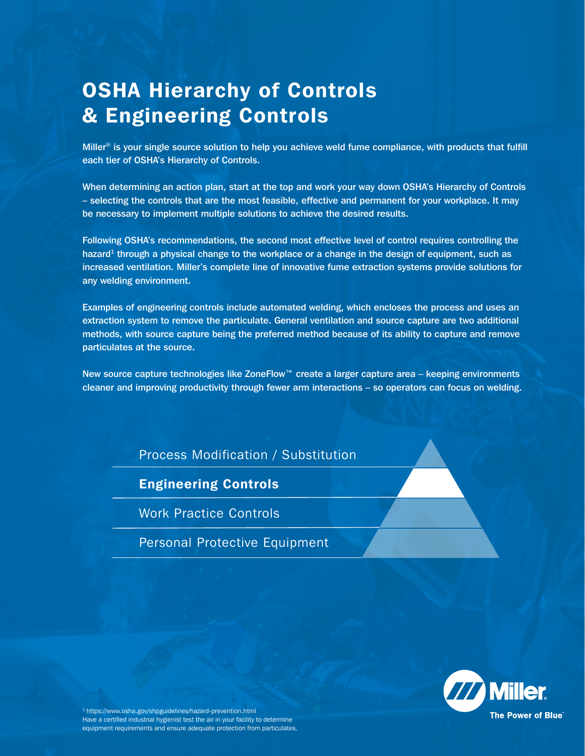# OSHA Hierarchy of Controls & Engineering Controls

Miller® is your single source solution to help you achieve weld fume compliance, with products that fulfill each tier of OSHA's Hierarchy of Controls.

When determining an action plan, start at the top and work your way down OSHA's Hierarchy of Controls – selecting the controls that are the most feasible, effective and permanent for your workplace. It may be necessary to implement multiple solutions to achieve the desired results.

Following OSHA's recommendations, the second most effective level of control requires controlling the hazard[1] through a physical change to the workplace or a change in the design of equipment, such as increased ventilation. Miller's complete line of innovative fume extraction systems provide solutions for any welding environment.

Examples of engineering controls include automated welding, which encloses the process and uses an extraction system to remove the particulate. General ventilation and source capture are two additional methods, with source capture being the preferred method because of its ability to capture and remove particulates at the source.

New source capture technologies like ZoneFlow™ create a larger capture area – keeping environments cleaner and improving productivity through fewer arm interactions – so operators can focus on welding.

Process Modification / Substitution

**Engineering Controls**

Work Practice Controls

Personal Protective Equipment

[1] https://www.osha.gov/shpguidelines/hazard-prevention.html
Have a certified industrial hygienist test the air in your facility to determine equipment requirements and ensure adequate protection from particulates.

Miller
The Power of Blue®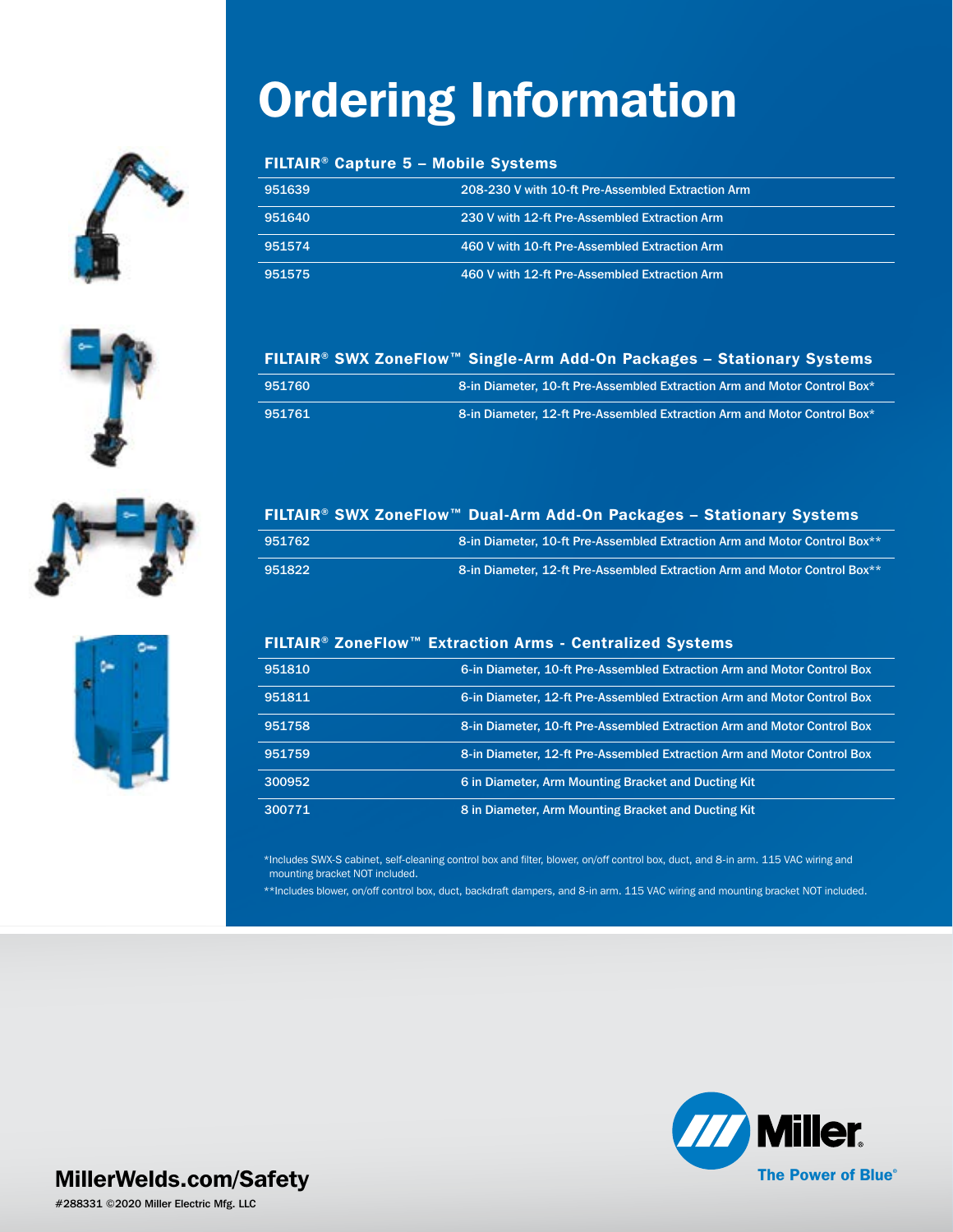# Ordering Information

## FILTAIR® Capture 5 – Mobile Systems

| | |
|---|---|
| 951639 | 208-230 V with 10-ft Pre-Assembled Extraction Arm |
| 951640 | 230 V with 12-ft Pre-Assembled Extraction Arm |
| 951574 | 460 V with 10-ft Pre-Assembled Extraction Arm |
| 951575 | 460 V with 12-ft Pre-Assembled Extraction Arm |

## FILTAIR® SWX ZoneFlow™ Single-Arm Add-On Packages – Stationary Systems

| | |
|---|---|
| 951760 | 8-in Diameter, 10-ft Pre-Assembled Extraction Arm and Motor Control Box* |
| 951761 | 8-in Diameter, 12-ft Pre-Assembled Extraction Arm and Motor Control Box* |

## FILTAIR® SWX ZoneFlow™ Dual-Arm Add-On Packages – Stationary Systems

| | |
|---|---|
| 951762 | 8-in Diameter, 10-ft Pre-Assembled Extraction Arm and Motor Control Box** |
| 951822 | 8-in Diameter, 12-ft Pre-Assembled Extraction Arm and Motor Control Box** |

## FILTAIR® ZoneFlow™ Extraction Arms - Centralized Systems

| | |
|---|---|
| 951810 | 6-in Diameter, 10-ft Pre-Assembled Extraction Arm and Motor Control Box |
| 951811 | 6-in Diameter, 12-ft Pre-Assembled Extraction Arm and Motor Control Box |
| 951758 | 8-in Diameter, 10-ft Pre-Assembled Extraction Arm and Motor Control Box |
| 951759 | 8-in Diameter, 12-ft Pre-Assembled Extraction Arm and Motor Control Box |
| 300952 | 6 in Diameter, Arm Mounting Bracket and Ducting Kit |
| 300771 | 8 in Diameter, Arm Mounting Bracket and Ducting Kit |

*Includes SWX-S cabinet, self-cleaning control box and filter, blower, on/off control box, duct, and 8-in arm. 115 VAC wiring and mounting bracket NOT included.

**Includes blower, on/off control box, duct, backdraft dampers, and 8-in arm. 115 VAC wiring and mounting bracket NOT included.

**MillerWelds.com/Safety**

#288331 ©2020 Miller Electric Mfg. LLC

Miller
The Power of Blue®